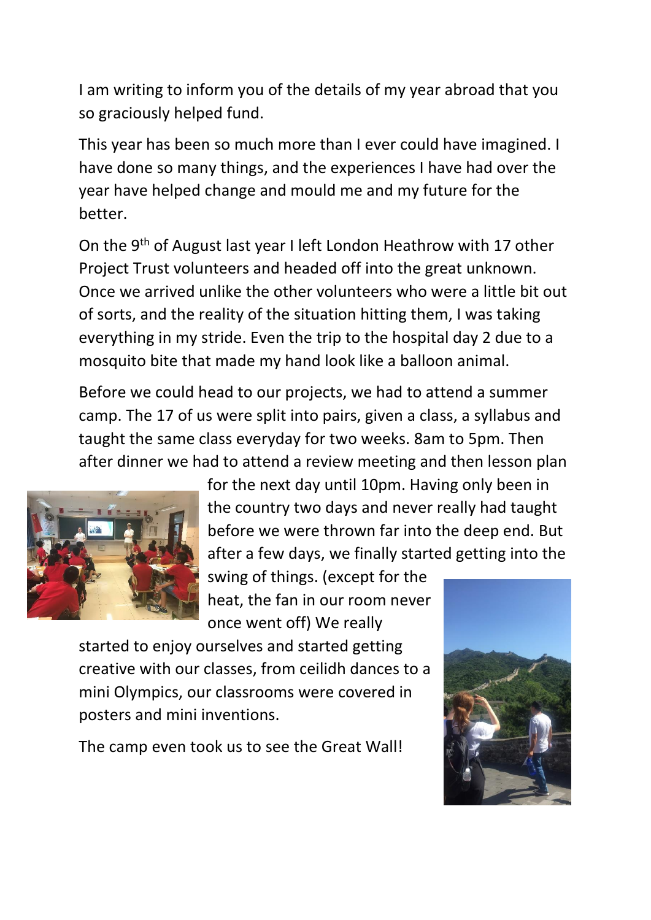I am writing to inform you of the details of my year abroad that you so graciously helped fund.

This year has been so much more than I ever could have imagined. I have done so many things, and the experiences I have had over the year have helped change and mould me and my future for the better.

On the 9th of August last year I left London Heathrow with 17 other Project Trust volunteers and headed off into the great unknown. Once we arrived unlike the other volunteers who were a little bit out of sorts, and the reality of the situation hitting them, I was taking everything in my stride. Even the trip to the hospital day 2 due to a mosquito bite that made my hand look like a balloon animal.

Before we could head to our projects, we had to attend a summer camp. The 17 of us were split into pairs, given a class, a syllabus and taught the same class everyday for two weeks. 8am to 5pm. Then after dinner we had to attend a review meeting and then lesson plan for the next day until 10pm. Having only been in the country two days and never really had taught before we were thrown far into the deep end. But after a few days, we finally started getting into the swing of things. (except for the heat, the fan in our room never once went off) We really started to enjoy ourselves and started getting creative with our classes, from ceilidh dances to a mini Olympics, our classrooms were covered in posters and mini inventions.

The camp even took us to see the Great Wall!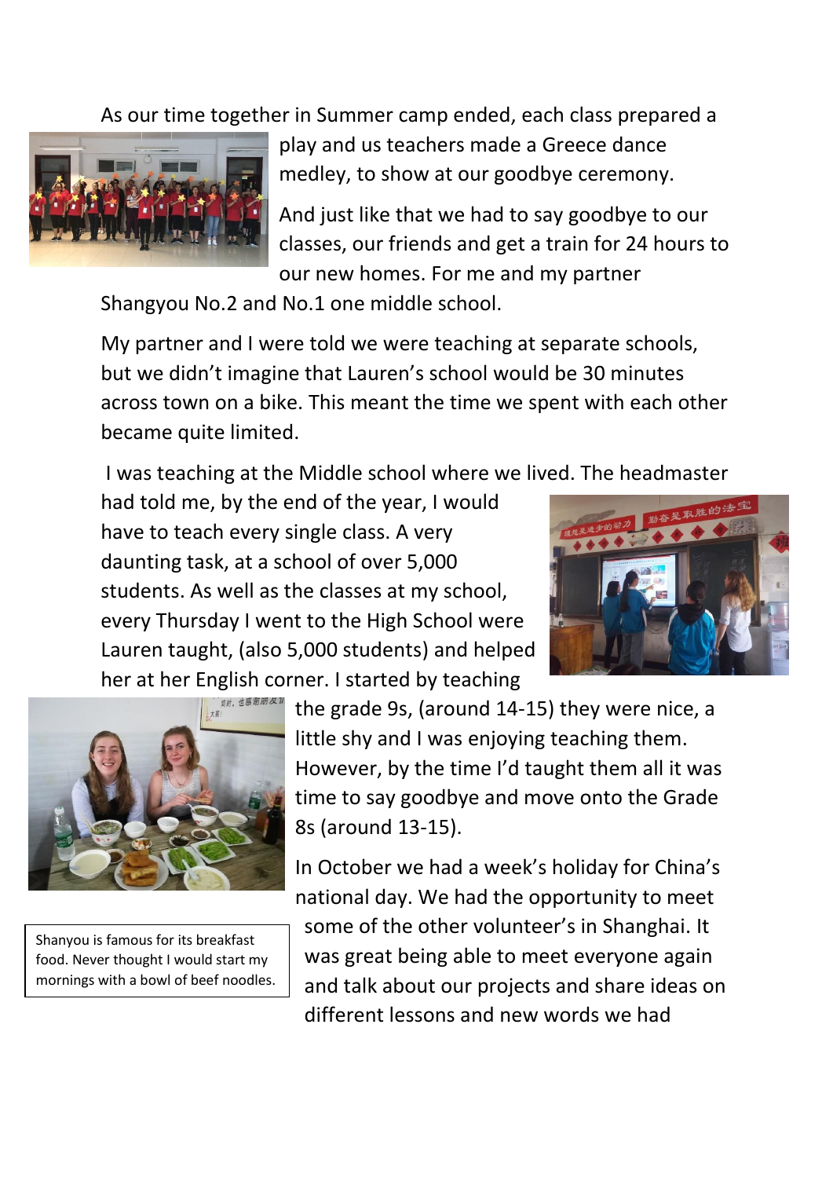As our time together in Summer camp ended, each class prepared a play and us teachers made a Greece dance medley, to show at our goodbye ceremony.

And just like that we had to say goodbye to our classes, our friends and get a train for 24 hours to our new homes. For me and my partner Shangyou No.2 and No.1 one middle school.

My partner and I were told we were teaching at separate schools, but we didn't imagine that Lauren's school would be 30 minutes across town on a bike. This meant the time we spent with each other became quite limited.

I was teaching at the Middle school where we lived. The headmaster had told me, by the end of the year, I would have to teach every single class. A very daunting task, at a school of over 5,000 students. As well as the classes at my school, every Thursday I went to the High School were Lauren taught, (also 5,000 students) and helped her at her English corner. I started by teaching the grade 9s, (around 14-15) they were nice, a little shy and I was enjoying teaching them. However, by the time I'd taught them all it was time to say goodbye and move onto the Grade 8s (around 13-15).

Shanyou is famous for its breakfast food. Never thought I would start my mornings with a bowl of beef noodles.

In October we had a week's holiday for China's national day. We had the opportunity to meet some of the other volunteer's in Shanghai. It was great being able to meet everyone again and talk about our projects and share ideas on different lessons and new words we had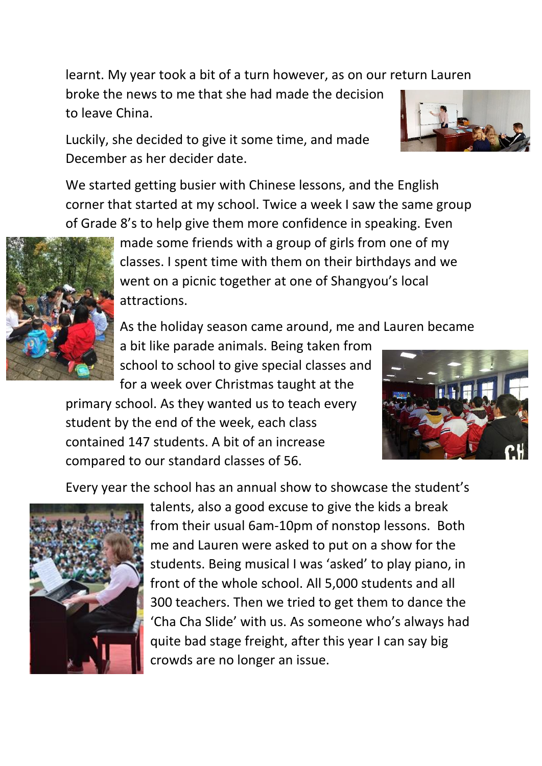learnt. My year took a bit of a turn however, as on our return Lauren broke the news to me that she had made the decision to leave China.

Luckily, she decided to give it some time, and made December as her decider date.

We started getting busier with Chinese lessons, and the English corner that started at my school. Twice a week I saw the same group of Grade 8's to help give them more confidence in speaking. Even made some friends with a group of girls from one of my classes. I spent time with them on their birthdays and we went on a picnic together at one of Shangyou's local attractions.

As the holiday season came around, me and Lauren became a bit like parade animals. Being taken from school to school to give special classes and for a week over Christmas taught at the primary school. As they wanted us to teach every student by the end of the week, each class contained 147 students. A bit of an increase compared to our standard classes of 56.

Every year the school has an annual show to showcase the student's talents, also a good excuse to give the kids a break from their usual 6am-10pm of nonstop lessons. Both me and Lauren were asked to put on a show for the students. Being musical I was 'asked' to play piano, in front of the whole school. All 5,000 students and all 300 teachers. Then we tried to get them to dance the 'Cha Cha Slide' with us. As someone who's always had quite bad stage freight, after this year I can say big crowds are no longer an issue.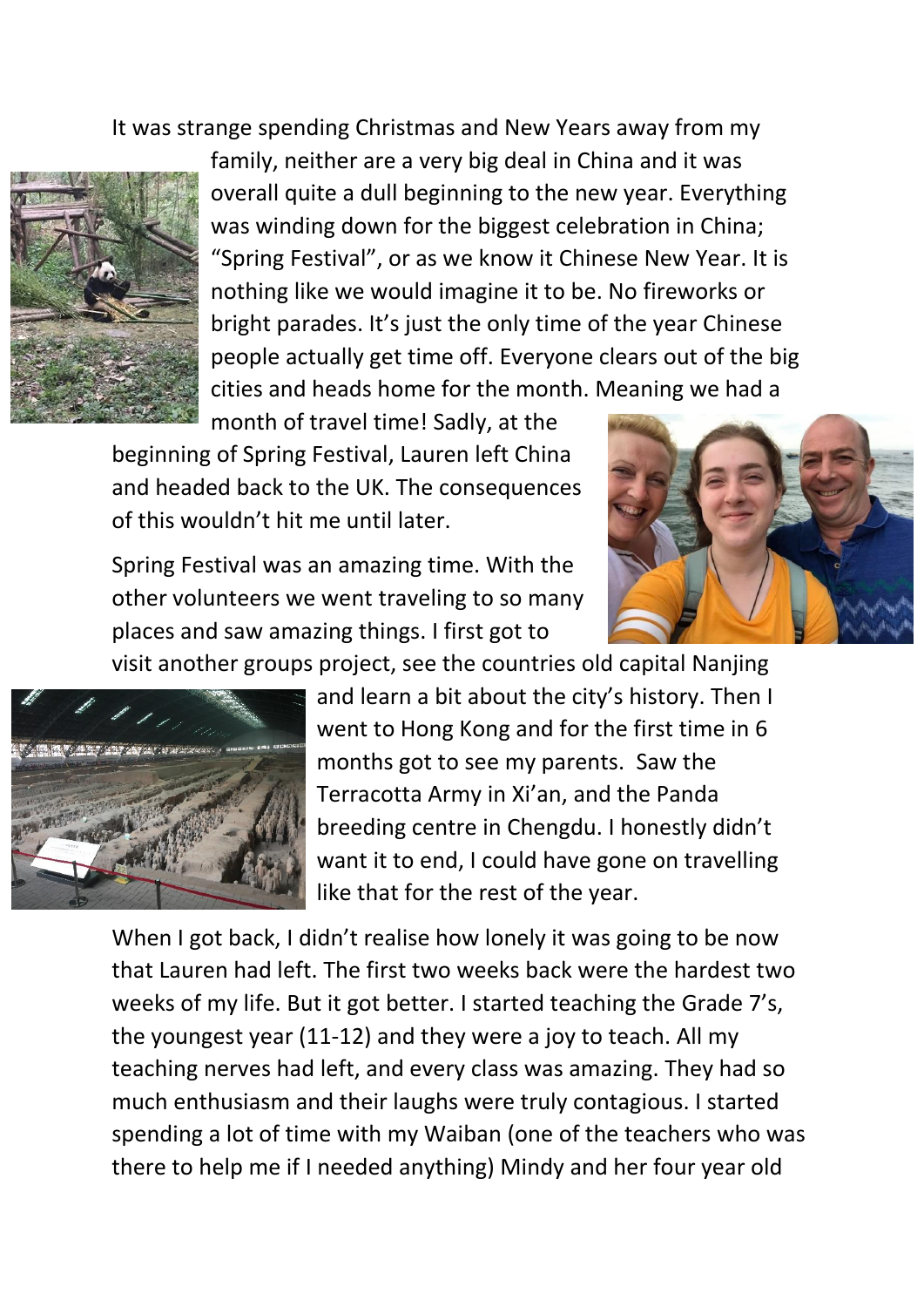It was strange spending Christmas and New Years away from my family, neither are a very big deal in China and it was overall quite a dull beginning to the new year. Everything was winding down for the biggest celebration in China; "Spring Festival", or as we know it Chinese New Year. It is nothing like we would imagine it to be. No fireworks or bright parades. It's just the only time of the year Chinese people actually get time off. Everyone clears out of the big cities and heads home for the month. Meaning we had a month of travel time! Sadly, at the beginning of Spring Festival, Lauren left China and headed back to the UK. The consequences of this wouldn't hit me until later.

Spring Festival was an amazing time. With the other volunteers we went traveling to so many places and saw amazing things. I first got to visit another groups project, see the countries old capital Nanjing and learn a bit about the city's history. Then I went to Hong Kong and for the first time in 6 months got to see my parents. Saw the Terracotta Army in Xi'an, and the Panda breeding centre in Chengdu. I honestly didn't want it to end, I could have gone on travelling like that for the rest of the year.

When I got back, I didn't realise how lonely it was going to be now that Lauren had left. The first two weeks back were the hardest two weeks of my life. But it got better. I started teaching the Grade 7's, the youngest year (11-12) and they were a joy to teach. All my teaching nerves had left, and every class was amazing. They had so much enthusiasm and their laughs were truly contagious. I started spending a lot of time with my Waiban (one of the teachers who was there to help me if I needed anything) Mindy and her four year old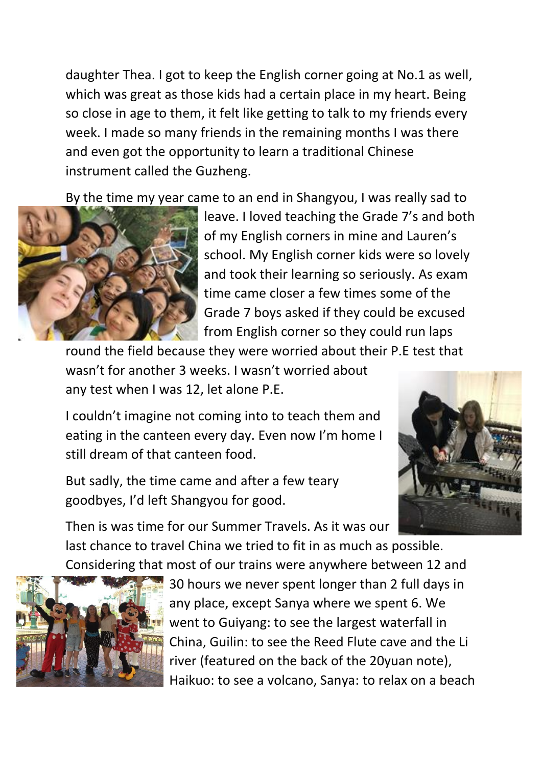daughter Thea. I got to keep the English corner going at No.1 as well, which was great as those kids had a certain place in my heart. Being so close in age to them, it felt like getting to talk to my friends every week. I made so many friends in the remaining months I was there and even got the opportunity to learn a traditional Chinese instrument called the Guzheng.

By the time my year came to an end in Shangyou, I was really sad to leave. I loved teaching the Grade 7's and both of my English corners in mine and Lauren's school. My English corner kids were so lovely and took their learning so seriously. As exam time came closer a few times some of the Grade 7 boys asked if they could be excused from English corner so they could run laps round the field because they were worried about their P.E test that wasn't for another 3 weeks. I wasn't worried about any test when I was 12, let alone P.E.

I couldn't imagine not coming into to teach them and eating in the canteen every day. Even now I'm home I still dream of that canteen food.

But sadly, the time came and after a few teary goodbyes, I'd left Shangyou for good.

Then is was time for our Summer Travels. As it was our last chance to travel China we tried to fit in as much as possible. Considering that most of our trains were anywhere between 12 and 30 hours we never spent longer than 2 full days in any place, except Sanya where we spent 6. We went to Guiyang: to see the largest waterfall in China, Guilin: to see the Reed Flute cave and the Li river (featured on the back of the 20yuan note), Haikuo: to see a volcano, Sanya: to relax on a beach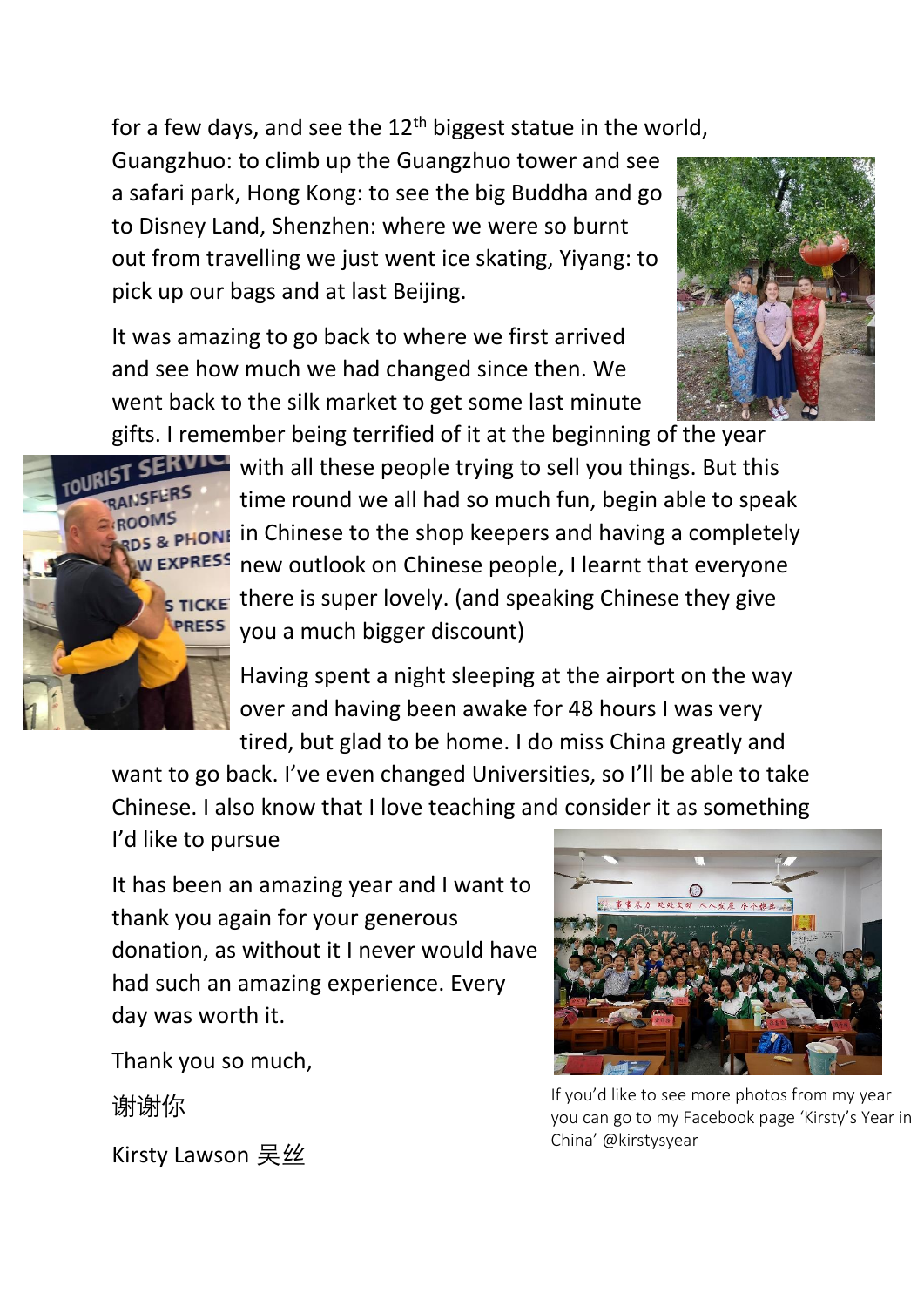for a few days, and see the 12th biggest statue in the world, Guangzhuo: to climb up the Guangzhuo tower and see a safari park, Hong Kong: to see the big Buddha and go to Disney Land, Shenzhen: where we were so burnt out from travelling we just went ice skating, Yiyang: to pick up our bags and at last Beijing.

It was amazing to go back to where we first arrived and see how much we had changed since then. We went back to the silk market to get some last minute gifts. I remember being terrified of it at the beginning of the year with all these people trying to sell you things. But this time round we all had so much fun, begin able to speak in Chinese to the shop keepers and having a completely new outlook on Chinese people, I learnt that everyone there is super lovely. (and speaking Chinese they give you a much bigger discount)

Having spent a night sleeping at the airport on the way over and having been awake for 48 hours I was very tired, but glad to be home. I do miss China greatly and want to go back. I've even changed Universities, so I'll be able to take Chinese. I also know that I love teaching and consider it as something I'd like to pursue

It has been an amazing year and I want to thank you again for your generous donation, as without it I never would have had such an amazing experience. Every day was worth it.

Thank you so much,

谢谢你

Kirsty Lawson 吴丝

If you'd like to see more photos from my year you can go to my Facebook page 'Kirsty's Year in China' @kirstysyear